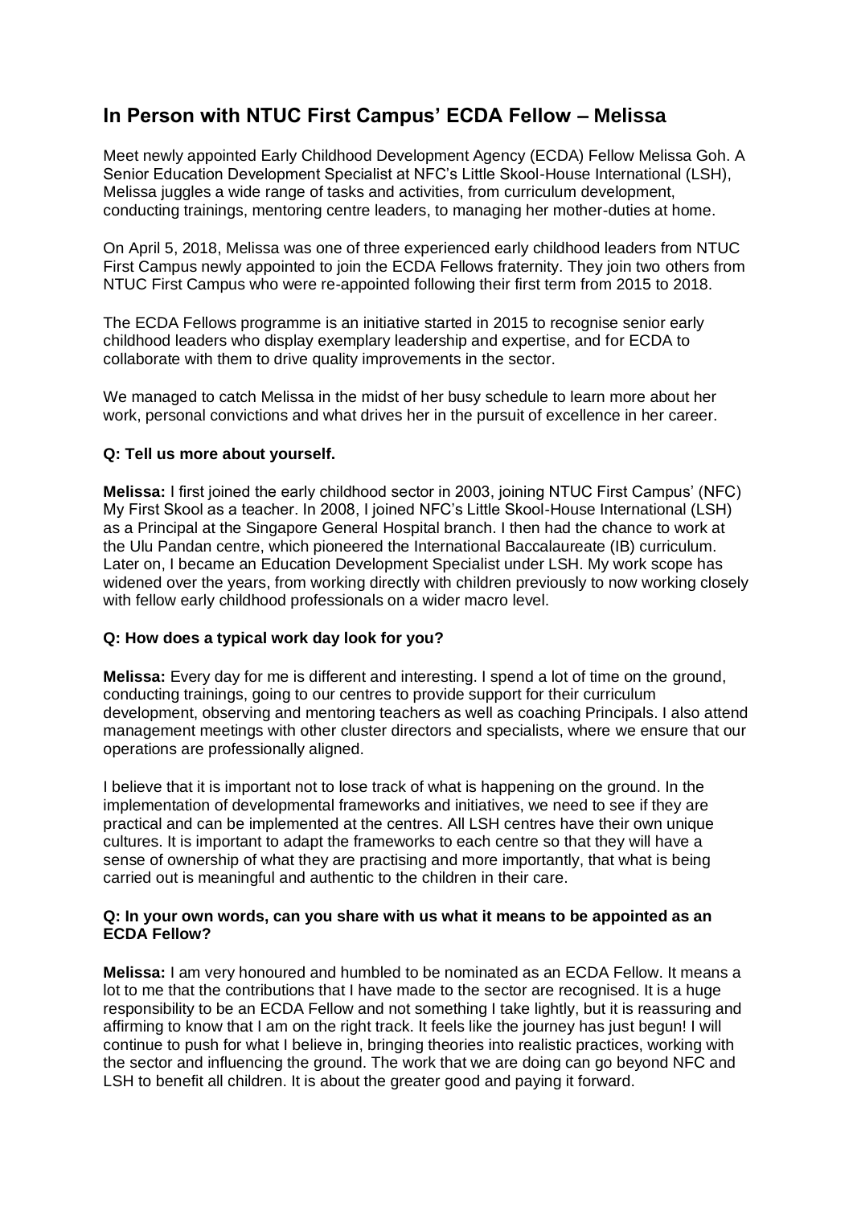# In Person with NTUC First Campus' ECDA Fellow – Melissa

Meet newly appointed Early Childhood Development Agency (ECDA) Fellow Melissa Goh. A Senior Education Development Specialist at NFC's Little Skool-House International (LSH), Melissa juggles a wide range of tasks and activities, from curriculum development, conducting trainings, mentoring centre leaders, to managing her mother-duties at home.

On April 5, 2018, Melissa was one of three experienced early childhood leaders from NTUC First Campus newly appointed to join the ECDA Fellows fraternity. They join two others from NTUC First Campus who were re-appointed following their first term from 2015 to 2018.

The ECDA Fellows programme is an initiative started in 2015 to recognise senior early childhood leaders who display exemplary leadership and expertise, and for ECDA to collaborate with them to drive quality improvements in the sector.

We managed to catch Melissa in the midst of her busy schedule to learn more about her work, personal convictions and what drives her in the pursuit of excellence in her career.

### Q: Tell us more about yourself.

**Melissa:** I first joined the early childhood sector in 2003, joining NTUC First Campus' (NFC) My First Skool as a teacher. In 2008, I joined NFC's Little Skool-House International (LSH) as a Principal at the Singapore General Hospital branch. I then had the chance to work at the Ulu Pandan centre, which pioneered the International Baccalaureate (IB) curriculum. Later on, I became an Education Development Specialist under LSH. My work scope has widened over the years, from working directly with children previously to now working closely with fellow early childhood professionals on a wider macro level.

### Q: How does a typical work day look for you?

**Melissa:** Every day for me is different and interesting. I spend a lot of time on the ground, conducting trainings, going to our centres to provide support for their curriculum development, observing and mentoring teachers as well as coaching Principals. I also attend management meetings with other cluster directors and specialists, where we ensure that our operations are professionally aligned.

I believe that it is important not to lose track of what is happening on the ground. In the implementation of developmental frameworks and initiatives, we need to see if they are practical and can be implemented at the centres. All LSH centres have their own unique cultures. It is important to adapt the frameworks to each centre so that they will have a sense of ownership of what they are practising and more importantly, that what is being carried out is meaningful and authentic to the children in their care.

### Q: In your own words, can you share with us what it means to be appointed as an ECDA Fellow?

**Melissa:** I am very honoured and humbled to be nominated as an ECDA Fellow. It means a lot to me that the contributions that I have made to the sector are recognised. It is a huge responsibility to be an ECDA Fellow and not something I take lightly, but it is reassuring and affirming to know that I am on the right track. It feels like the journey has just begun! I will continue to push for what I believe in, bringing theories into realistic practices, working with the sector and influencing the ground. The work that we are doing can go beyond NFC and LSH to benefit all children. It is about the greater good and paying it forward.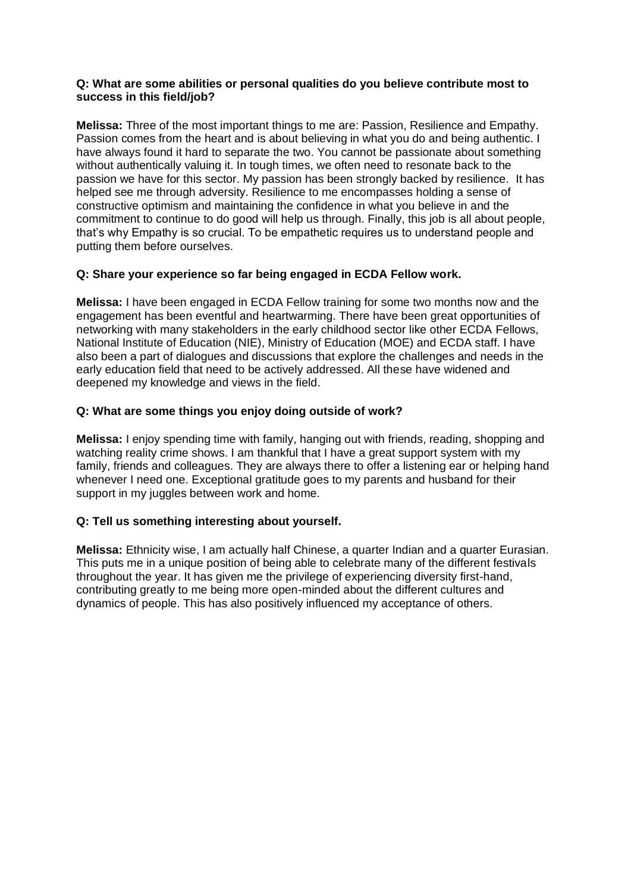**Q: What are some abilities or personal qualities do you believe contribute most to success in this field/job?**

**Melissa:** Three of the most important things to me are: Passion, Resilience and Empathy. Passion comes from the heart and is about believing in what you do and being authentic. I have always found it hard to separate the two. You cannot be passionate about something without authentically valuing it. In tough times, we often need to resonate back to the passion we have for this sector. My passion has been strongly backed by resilience. It has helped see me through adversity. Resilience to me encompasses holding a sense of constructive optimism and maintaining the confidence in what you believe in and the commitment to continue to do good will help us through. Finally, this job is all about people, that's why Empathy is so crucial. To be empathetic requires us to understand people and putting them before ourselves.

**Q: Share your experience so far being engaged in ECDA Fellow work.**

**Melissa:** I have been engaged in ECDA Fellow training for some two months now and the engagement has been eventful and heartwarming. There have been great opportunities of networking with many stakeholders in the early childhood sector like other ECDA Fellows, National Institute of Education (NIE), Ministry of Education (MOE) and ECDA staff. I have also been a part of dialogues and discussions that explore the challenges and needs in the early education field that need to be actively addressed. All these have widened and deepened my knowledge and views in the field.

**Q: What are some things you enjoy doing outside of work?**

**Melissa:** I enjoy spending time with family, hanging out with friends, reading, shopping and watching reality crime shows. I am thankful that I have a great support system with my family, friends and colleagues. They are always there to offer a listening ear or helping hand whenever I need one. Exceptional gratitude goes to my parents and husband for their support in my juggles between work and home.

**Q: Tell us something interesting about yourself.**

**Melissa:** Ethnicity wise, I am actually half Chinese, a quarter Indian and a quarter Eurasian. This puts me in a unique position of being able to celebrate many of the different festivals throughout the year. It has given me the privilege of experiencing diversity first-hand, contributing greatly to me being more open-minded about the different cultures and dynamics of people. This has also positively influenced my acceptance of others.